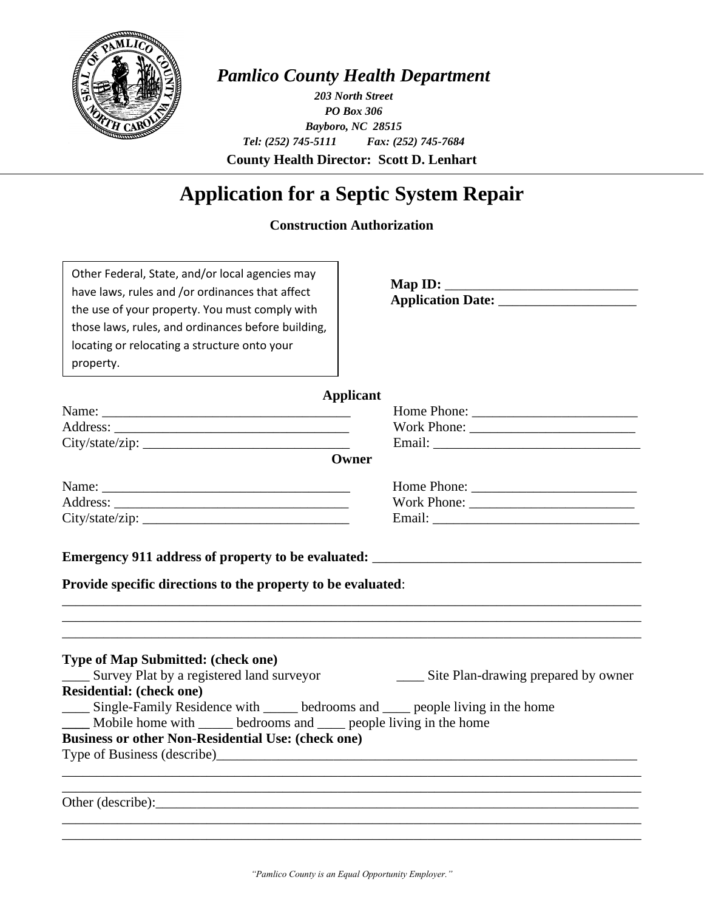*Pamlico County Health Department*

***203 North Street***
***PO Box 306***
***Bayboro, NC 28515***
***Tel: (252) 745-5111 Fax: (252) 745-7684***
**County Health Director: Scott D. Lenhart**

# Application for a Septic System Repair

**Construction Authorization**

> Other Federal, State, and/or local agencies may have laws, rules and /or ordinances that affect the use of your property. You must comply with those laws, rules, and ordinances before building, locating or relocating a structure onto your property.

**Map ID:** ____________________________
**Application Date:** ____________________

**Applicant**

Name: ____________________________________ Home Phone: ________________________
Address: __________________________________ Work Phone: ________________________
City/state/zip: _____________________________ Email: ______________________________

**Owner**

Name: ____________________________________ Home Phone: ________________________
Address: __________________________________ Work Phone: ________________________
City/state/zip: _____________________________ Email: ______________________________

**Emergency 911 address of property to be evaluated:** ______________________________________

**Provide specific directions to the property to be evaluated**:
_____________________________________________________________________________________
_____________________________________________________________________________________
_____________________________________________________________________________________

**Type of Map Submitted: (check one)**
____ Survey Plat by a registered land surveyor ____ Site Plan-drawing prepared by owner

**Residential: (check one)**
____ Single-Family Residence with _____ bedrooms and ____ people living in the home
____ Mobile home with _____ bedrooms and ____ people living in the home

**Business or other Non-Residential Use: (check one)**
Type of Business (describe)_________________________________________________________________
_____________________________________________________________________________________
_____________________________________________________________________________________
Other (describe):_____________________________________________________________________
_____________________________________________________________________________________
_____________________________________________________________________________________

*"Pamlico County is an Equal Opportunity Employer."*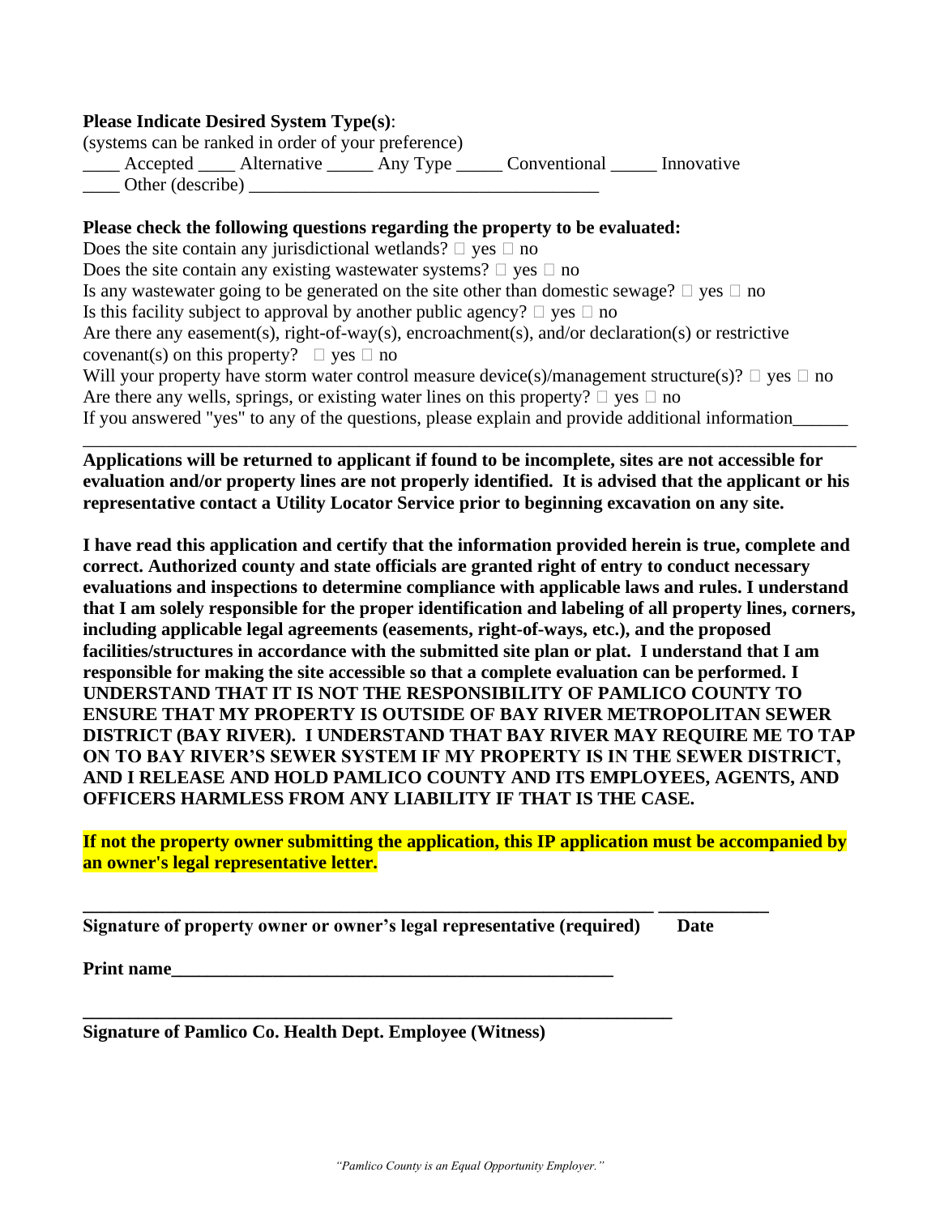**Please Indicate Desired System Type(s)**:
(systems can be ranked in order of your preference)
____ Accepted ____ Alternative _____ Any Type _____ Conventional _____ Innovative
____ Other (describe) ______________________________________

**Please check the following questions regarding the property to be evaluated:**

Does the site contain any jurisdictional wetlands? ☐ yes ☐ no
Does the site contain any existing wastewater systems? ☐ yes ☐ no
Is any wastewater going to be generated on the site other than domestic sewage? ☐ yes ☐ no
Is this facility subject to approval by another public agency? ☐ yes ☐ no
Are there any easement(s), right-of-way(s), encroachment(s), and/or declaration(s) or restrictive covenant(s) on this property? ☐ yes ☐ no
Will your property have storm water control measure device(s)/management structure(s)? ☐ yes ☐ no
Are there any wells, springs, or existing water lines on this property? ☐ yes ☐ no
If you answered "yes" to any of the questions, please explain and provide additional information______
_____________________________________________________________________________________

**Applications will be returned to applicant if found to be incomplete, sites are not accessible for evaluation and/or property lines are not properly identified. It is advised that the applicant or his representative contact a Utility Locator Service prior to beginning excavation on any site.**

**I have read this application and certify that the information provided herein is true, complete and correct. Authorized county and state officials are granted right of entry to conduct necessary evaluations and inspections to determine compliance with applicable laws and rules. I understand that I am solely responsible for the proper identification and labeling of all property lines, corners, including applicable legal agreements (easements, right-of-ways, etc.), and the proposed facilities/structures in accordance with the submitted site plan or plat. I understand that I am responsible for making the site accessible so that a complete evaluation can be performed. I UNDERSTAND THAT IT IS NOT THE RESPONSIBILITY OF PAMLICO COUNTY TO ENSURE THAT MY PROPERTY IS OUTSIDE OF BAY RIVER METROPOLITAN SEWER DISTRICT (BAY RIVER). I UNDERSTAND THAT BAY RIVER MAY REQUIRE ME TO TAP ON TO BAY RIVER'S SEWER SYSTEM IF MY PROPERTY IS IN THE SEWER DISTRICT, AND I RELEASE AND HOLD PAMLICO COUNTY AND ITS EMPLOYEES, AGENTS, AND OFFICERS HARMLESS FROM ANY LIABILITY IF THAT IS THE CASE.**

**If not the property owner submitting the application, this IP application must be accompanied by an owner's legal representative letter.**

**_______________________________________________________________ ____________**
**Signature of property owner or owner's legal representative (required) Date**

**Print name_________________________________________________**

**_________________________________________________________________**
**Signature of Pamlico Co. Health Dept. Employee (Witness)**

*"Pamlico County is an Equal Opportunity Employer."*